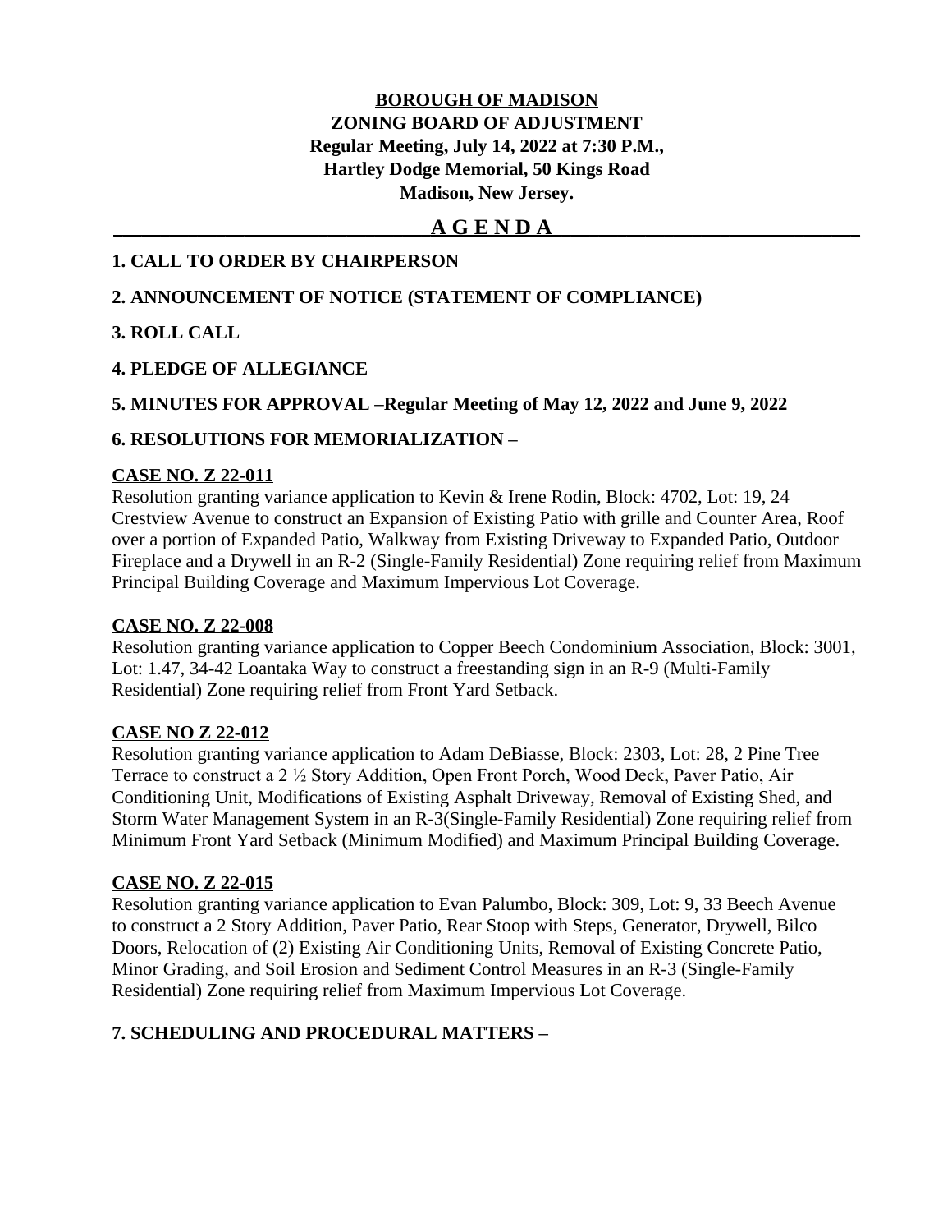**BOROUGH OF MADISON**
**ZONING BOARD OF ADJUSTMENT**
**Regular Meeting, July 14, 2022 at 7:30 P.M.,**
**Hartley Dodge Memorial, 50 Kings Road**
**Madison, New Jersey.**

# A G E N D A

**1. CALL TO ORDER BY CHAIRPERSON**

**2. ANNOUNCEMENT OF NOTICE (STATEMENT OF COMPLIANCE)**

**3. ROLL CALL**

**4. PLEDGE OF ALLEGIANCE**

**5. MINUTES FOR APPROVAL –Regular Meeting of May 12, 2022 and June 9, 2022**

**6. RESOLUTIONS FOR MEMORIALIZATION –**

**CASE NO. Z 22-011**
Resolution granting variance application to Kevin & Irene Rodin, Block: 4702, Lot: 19, 24 Crestview Avenue to construct an Expansion of Existing Patio with grille and Counter Area, Roof over a portion of Expanded Patio, Walkway from Existing Driveway to Expanded Patio, Outdoor Fireplace and a Drywell in an R-2 (Single-Family Residential) Zone requiring relief from Maximum Principal Building Coverage and Maximum Impervious Lot Coverage.

**CASE NO. Z 22-008**
Resolution granting variance application to Copper Beech Condominium Association, Block: 3001, Lot: 1.47, 34-42 Loantaka Way to construct a freestanding sign in an R-9 (Multi-Family Residential) Zone requiring relief from Front Yard Setback.

**CASE NO Z 22-012**
Resolution granting variance application to Adam DeBiasse, Block: 2303, Lot: 28, 2 Pine Tree Terrace to construct a 2 ½ Story Addition, Open Front Porch, Wood Deck, Paver Patio, Air Conditioning Unit, Modifications of Existing Asphalt Driveway, Removal of Existing Shed, and Storm Water Management System in an R-3(Single-Family Residential) Zone requiring relief from Minimum Front Yard Setback (Minimum Modified) and Maximum Principal Building Coverage.

**CASE NO. Z 22-015**
Resolution granting variance application to Evan Palumbo, Block: 309, Lot: 9, 33 Beech Avenue to construct a 2 Story Addition, Paver Patio, Rear Stoop with Steps, Generator, Drywell, Bilco Doors, Relocation of (2) Existing Air Conditioning Units, Removal of Existing Concrete Patio, Minor Grading, and Soil Erosion and Sediment Control Measures in an R-3 (Single-Family Residential) Zone requiring relief from Maximum Impervious Lot Coverage.

**7. SCHEDULING AND PROCEDURAL MATTERS –**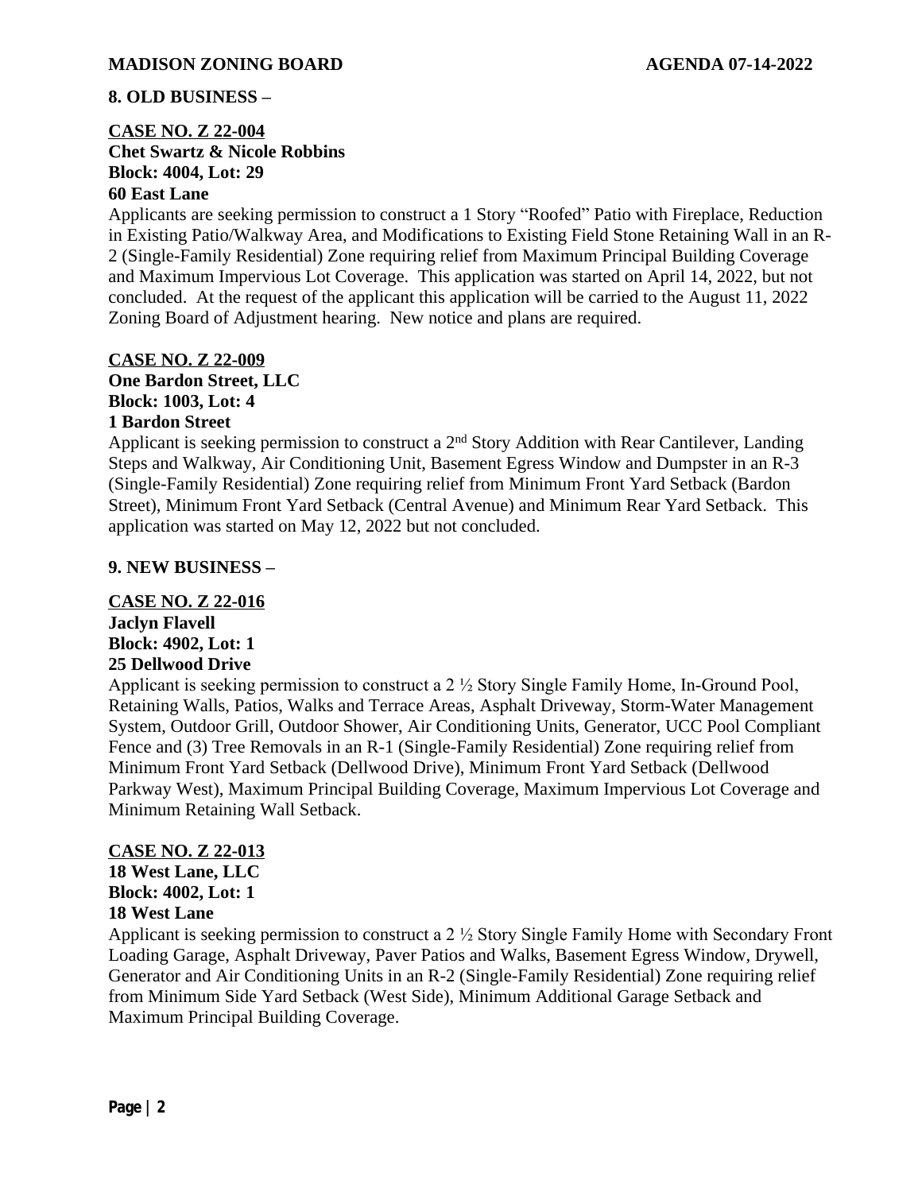## 8. OLD BUSINESS –

**CASE NO. Z 22-004**
**Chet Swartz & Nicole Robbins**
**Block: 4004, Lot: 29**
**60 East Lane**

Applicants are seeking permission to construct a 1 Story "Roofed" Patio with Fireplace, Reduction in Existing Patio/Walkway Area, and Modifications to Existing Field Stone Retaining Wall in an R-2 (Single-Family Residential) Zone requiring relief from Maximum Principal Building Coverage and Maximum Impervious Lot Coverage. This application was started on April 14, 2022, but not concluded. At the request of the applicant this application will be carried to the August 11, 2022 Zoning Board of Adjustment hearing. New notice and plans are required.

**CASE NO. Z 22-009**
**One Bardon Street, LLC**
**Block: 1003, Lot: 4**
**1 Bardon Street**

Applicant is seeking permission to construct a 2nd Story Addition with Rear Cantilever, Landing Steps and Walkway, Air Conditioning Unit, Basement Egress Window and Dumpster in an R-3 (Single-Family Residential) Zone requiring relief from Minimum Front Yard Setback (Bardon Street), Minimum Front Yard Setback (Central Avenue) and Minimum Rear Yard Setback. This application was started on May 12, 2022 but not concluded.

## 9. NEW BUSINESS –

**CASE NO. Z 22-016**
**Jaclyn Flavell**
**Block: 4902, Lot: 1**
**25 Dellwood Drive**

Applicant is seeking permission to construct a 2 ½ Story Single Family Home, In-Ground Pool, Retaining Walls, Patios, Walks and Terrace Areas, Asphalt Driveway, Storm-Water Management System, Outdoor Grill, Outdoor Shower, Air Conditioning Units, Generator, UCC Pool Compliant Fence and (3) Tree Removals in an R-1 (Single-Family Residential) Zone requiring relief from Minimum Front Yard Setback (Dellwood Drive), Minimum Front Yard Setback (Dellwood Parkway West), Maximum Principal Building Coverage, Maximum Impervious Lot Coverage and Minimum Retaining Wall Setback.

**CASE NO. Z 22-013**
**18 West Lane, LLC**
**Block: 4002, Lot: 1**
**18 West Lane**

Applicant is seeking permission to construct a 2 ½ Story Single Family Home with Secondary Front Loading Garage, Asphalt Driveway, Paver Patios and Walks, Basement Egress Window, Drywell, Generator and Air Conditioning Units in an R-2 (Single-Family Residential) Zone requiring relief from Minimum Side Yard Setback (West Side), Minimum Additional Garage Setback and Maximum Principal Building Coverage.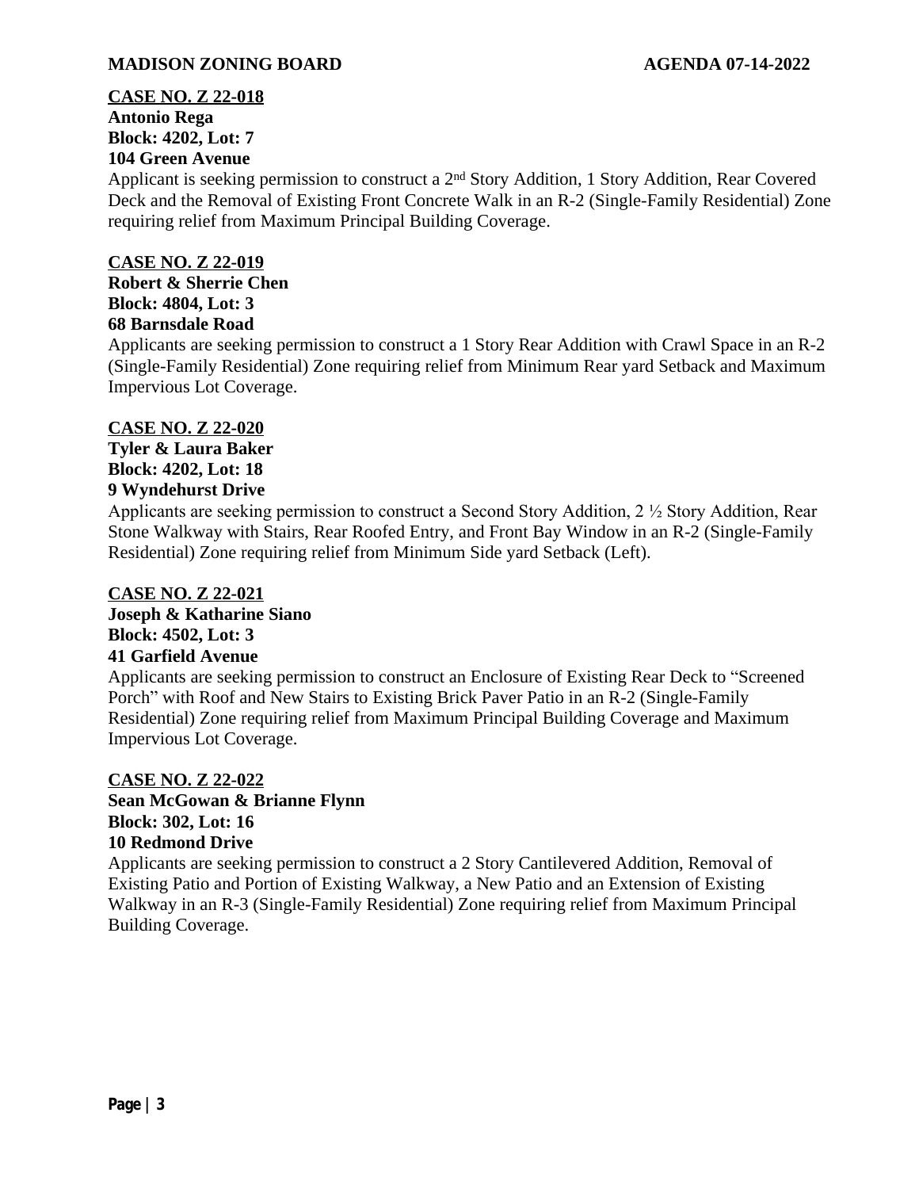**CASE NO. Z 22-018**
**Antonio Rega**
**Block: 4202, Lot: 7**
**104 Green Avenue**

Applicant is seeking permission to construct a 2nd Story Addition, 1 Story Addition, Rear Covered Deck and the Removal of Existing Front Concrete Walk in an R-2 (Single-Family Residential) Zone requiring relief from Maximum Principal Building Coverage.

**CASE NO. Z 22-019**
**Robert & Sherrie Chen**
**Block: 4804, Lot: 3**
**68 Barnsdale Road**

Applicants are seeking permission to construct a 1 Story Rear Addition with Crawl Space in an R-2 (Single-Family Residential) Zone requiring relief from Minimum Rear yard Setback and Maximum Impervious Lot Coverage.

**CASE NO. Z 22-020**
**Tyler & Laura Baker**
**Block: 4202, Lot: 18**
**9 Wyndehurst Drive**

Applicants are seeking permission to construct a Second Story Addition, 2 ½ Story Addition, Rear Stone Walkway with Stairs, Rear Roofed Entry, and Front Bay Window in an R-2 (Single-Family Residential) Zone requiring relief from Minimum Side yard Setback (Left).

**CASE NO. Z 22-021**
**Joseph & Katharine Siano**
**Block: 4502, Lot: 3**
**41 Garfield Avenue**

Applicants are seeking permission to construct an Enclosure of Existing Rear Deck to "Screened Porch" with Roof and New Stairs to Existing Brick Paver Patio in an R-2 (Single-Family Residential) Zone requiring relief from Maximum Principal Building Coverage and Maximum Impervious Lot Coverage.

**CASE NO. Z 22-022**
**Sean McGowan & Brianne Flynn**
**Block: 302, Lot: 16**
**10 Redmond Drive**

Applicants are seeking permission to construct a 2 Story Cantilevered Addition, Removal of Existing Patio and Portion of Existing Walkway, a New Patio and an Extension of Existing Walkway in an R-3 (Single-Family Residential) Zone requiring relief from Maximum Principal Building Coverage.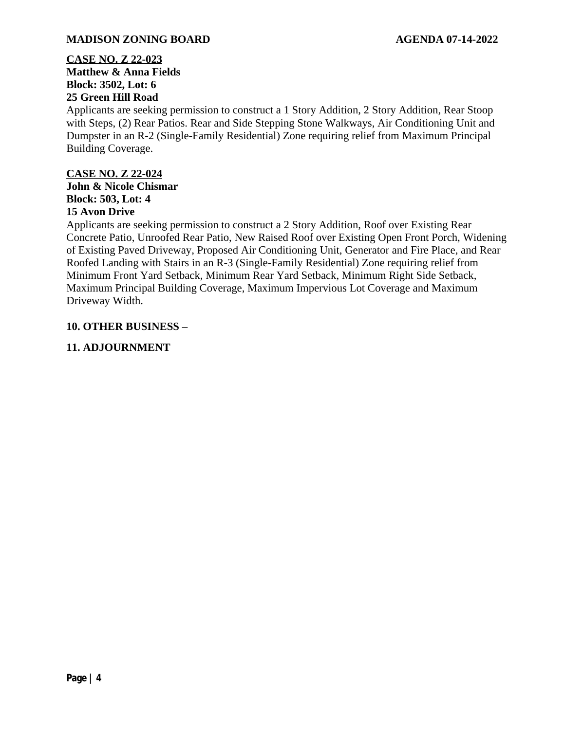**CASE NO. Z 22-023**
**Matthew & Anna Fields**
**Block: 3502, Lot: 6**
**25 Green Hill Road**

Applicants are seeking permission to construct a 1 Story Addition, 2 Story Addition, Rear Stoop with Steps, (2) Rear Patios. Rear and Side Stepping Stone Walkways, Air Conditioning Unit and Dumpster in an R-2 (Single-Family Residential) Zone requiring relief from Maximum Principal Building Coverage.

**CASE NO. Z 22-024**
**John & Nicole Chismar**
**Block: 503, Lot: 4**
**15 Avon Drive**

Applicants are seeking permission to construct a 2 Story Addition, Roof over Existing Rear Concrete Patio, Unroofed Rear Patio, New Raised Roof over Existing Open Front Porch, Widening of Existing Paved Driveway, Proposed Air Conditioning Unit, Generator and Fire Place, and Rear Roofed Landing with Stairs in an R-3 (Single-Family Residential) Zone requiring relief from Minimum Front Yard Setback, Minimum Rear Yard Setback, Minimum Right Side Setback, Maximum Principal Building Coverage, Maximum Impervious Lot Coverage and Maximum Driveway Width.

**10. OTHER BUSINESS –**

**11. ADJOURNMENT**